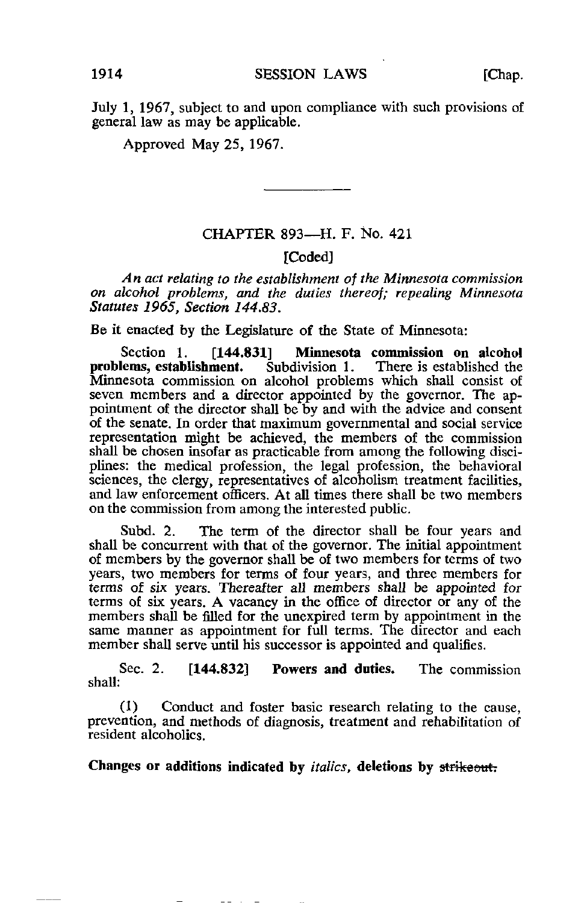July 1, 1967, subject to and upon compliance with such provisions of general law as may be applicable.

Approved May 25, 1967.

---

## CHAPTER 893—H. F. No. 421

[Coded]

*An act relating to the establishment of the Minnesota commission on alcohol problems, and the duties thereof; repealing Minnesota Statutes 1965, Section 144.83.*

Be it enacted by the Legislature of the State of Minnesota:

Section 1. **[144.831] Minnesota commission on alcohol problems, establishment.** Subdivision 1. There is established the Minnesota commission on alcohol problems which shall consist of seven members and a director appointed by the governor. The appointment of the director shall be by and with the advice and consent of the senate. In order that maximum governmental and social service representation might be achieved, the members of the commission shall be chosen insofar as practicable from among the following disciplines: the medical profession, the legal profession, the behavioral sciences, the clergy, representatives of alcoholism treatment facilities, and law enforcement officers. At all times there shall be two members on the commission from among the interested public.

Subd. 2. The term of the director shall be four years and shall be concurrent with that of the governor. The initial appointment of members by the governor shall be of two members for terms of two years, two members for terms of four years, and three members for terms of six years. *Thereafter all members shall be appointed for terms of six years.* A vacancy in the office of director or any of the members shall be filled for the unexpired term by appointment in the same manner as appointment for full terms. The director and each member shall serve until his successor is appointed and qualifies.

Sec. 2. **[144.832] Powers and duties.** The commission shall:

(1) Conduct and foster basic research relating to the cause, prevention, and methods of diagnosis, treatment and rehabilitation of resident alcoholics.

**Changes or additions indicated by *italics*, deletions by ~~strikeout.~~**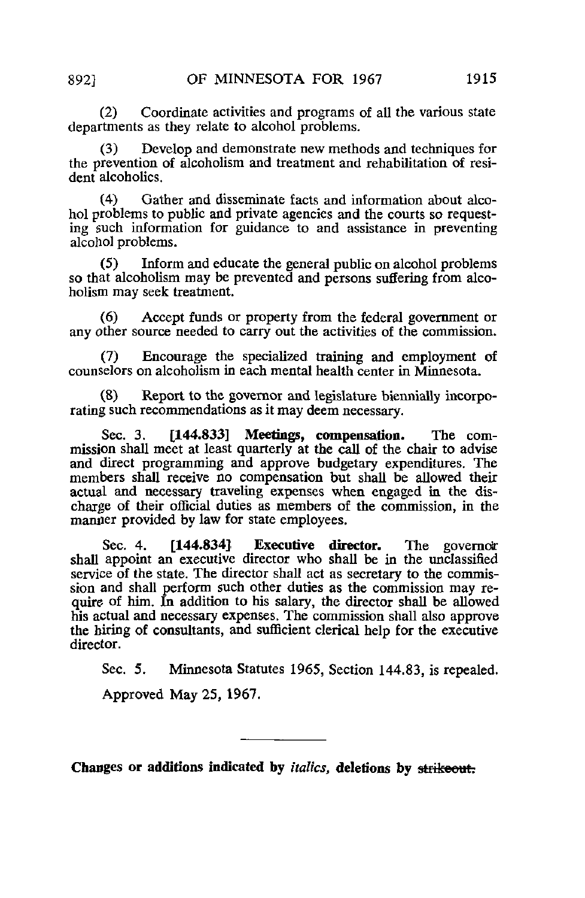(2) Coordinate activities and programs of all the various state departments as they relate to alcohol problems.

(3) Develop and demonstrate new methods and techniques for the prevention of alcoholism and treatment and rehabilitation of resident alcoholics.

(4) Gather and disseminate facts and information about alcohol problems to public and private agencies and the courts so requesting such information for guidance to and assistance in preventing alcohol problems.

(5) Inform and educate the general public on alcohol problems so that alcoholism may be prevented and persons suffering from alcoholism may seek treatment.

(6) Accept funds or property from the federal government or any other source needed to carry out the activities of the commission.

(7) Encourage the specialized training and employment of counselors on alcoholism in each mental health center in Minnesota.

(8) Report to the governor and legislature biennially incorporating such recommendations as it may deem necessary.

Sec. 3. **[144.833] Meetings, compensation.** The commission shall meet at least quarterly at the call of the chair to advise and direct programming and approve budgetary expenditures. The members shall receive no compensation but shall be allowed their actual and necessary traveling expenses when engaged in the discharge of their official duties as members of the commission, in the manner provided by law for state employees.

Sec. 4. **[144.834] Executive director.** The governor shall appoint an executive director who shall be in the unclassified service of the state. The director shall act as secretary to the commission and shall perform such other duties as the commission may require of him. In addition to his salary, the director shall be allowed his actual and necessary expenses. The commission shall also approve the hiring of consultants, and sufficient clerical help for the executive director.

Sec. 5. Minnesota Statutes 1965, Section 144.83, is repealed.

Approved May 25, 1967.

---

**Changes or additions indicated by *italics*, deletions by ~~strikeout.~~**